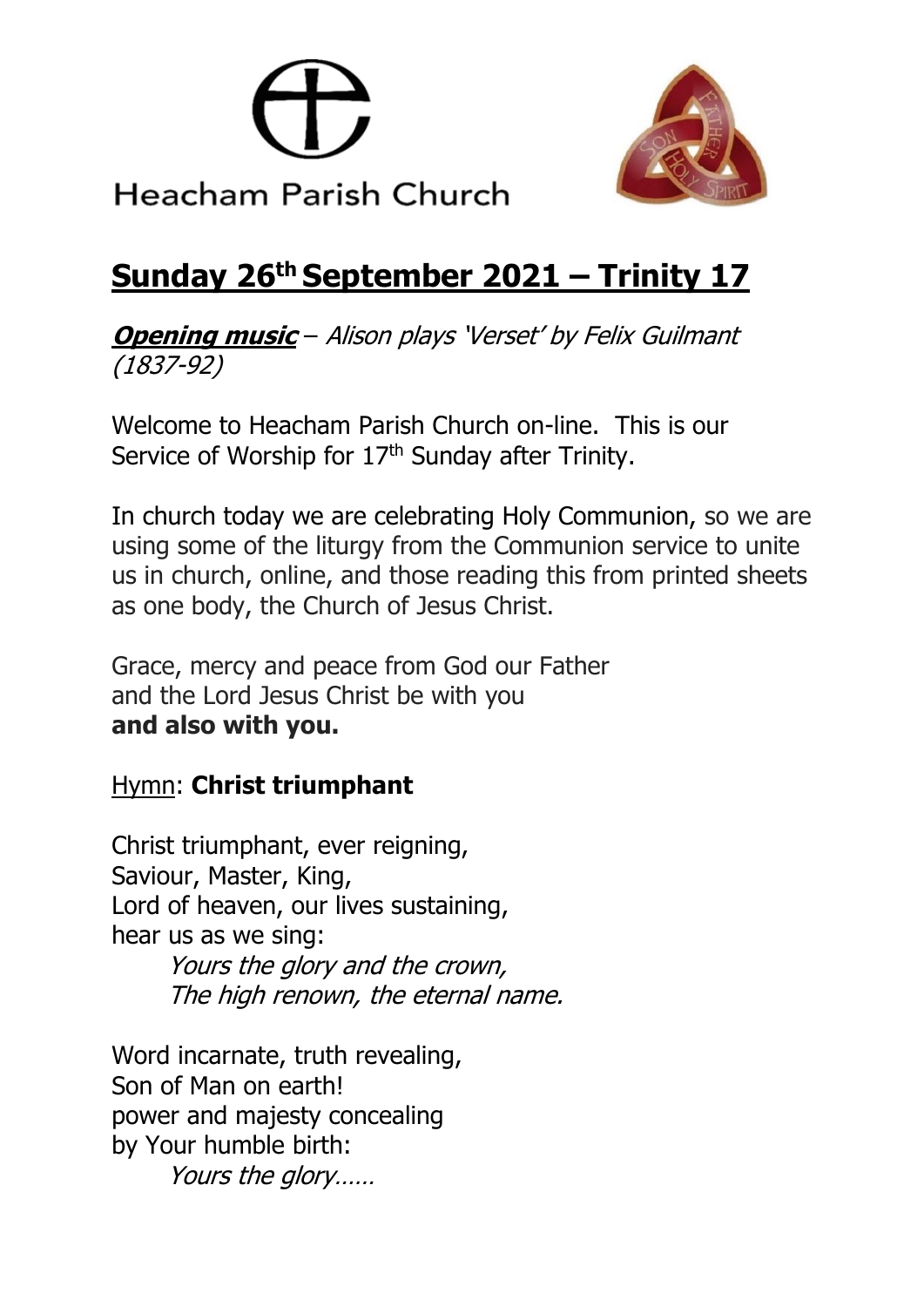Heacham Parish Church

# Sunday 26th September 2021 – Trinity 17

***Opening music*** – *Alison plays 'Verset' by Felix Guilmant (1837-92)*

Welcome to Heacham Parish Church on-line. This is our Service of Worship for 17th Sunday after Trinity.

In church today we are celebrating Holy Communion, so we are using some of the liturgy from the Communion service to unite us in church, online, and those reading this from printed sheets as one body, the Church of Jesus Christ.

Grace, mercy and peace from God our Father
and the Lord Jesus Christ be with you
**and also with you.**

Hymn: **Christ triumphant**

Christ triumphant, ever reigning,
Saviour, Master, King,
Lord of heaven, our lives sustaining,
hear us as we sing:
*Yours the glory and the crown,*
*The high renown, the eternal name.*

Word incarnate, truth revealing,
Son of Man on earth!
power and majesty concealing
by Your humble birth:
*Yours the glory……*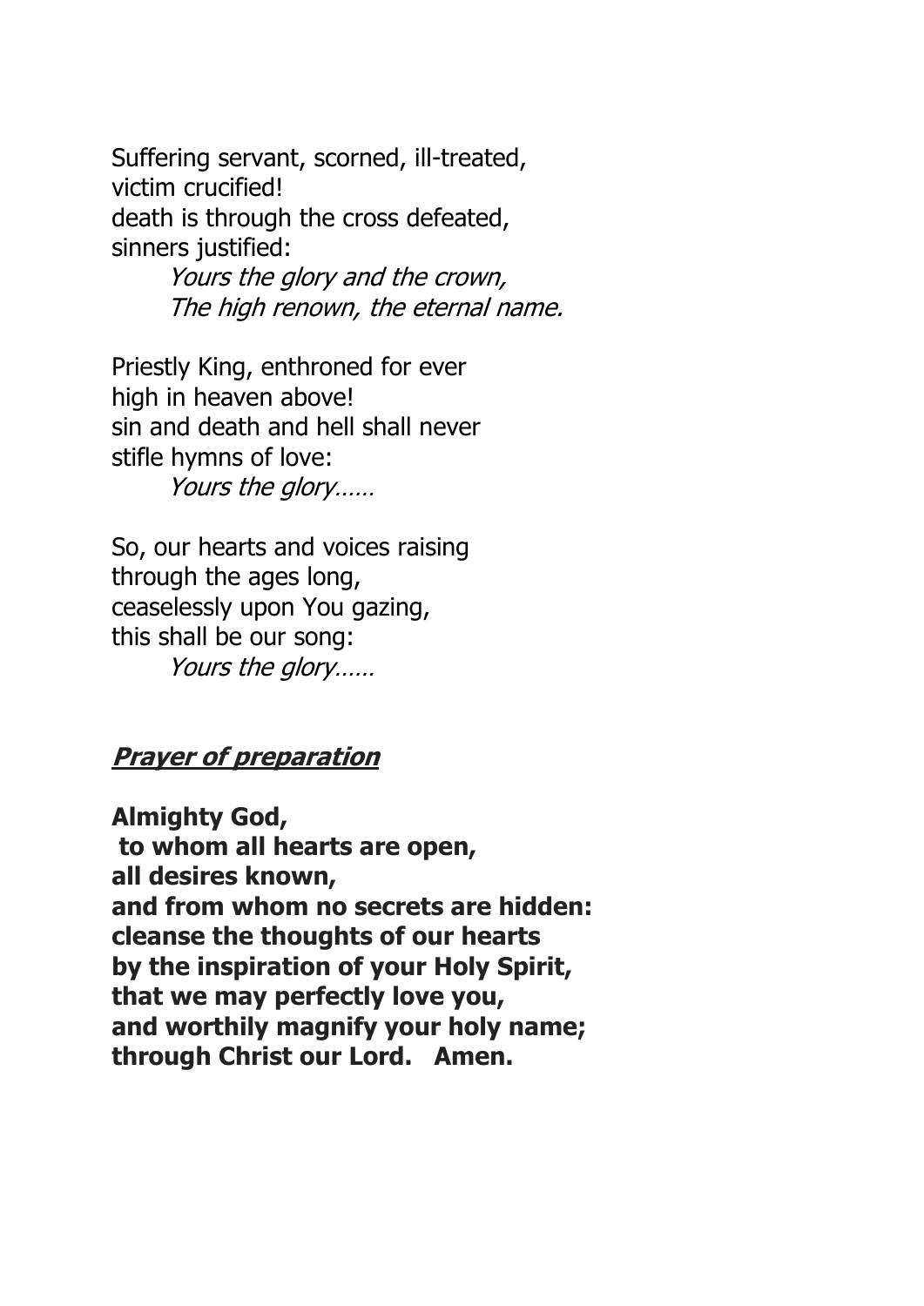Suffering servant, scorned, ill-treated,
victim crucified!
death is through the cross defeated,
sinners justified:

> *Yours the glory and the crown,*
> *The high renown, the eternal name.*

Priestly King, enthroned for ever
high in heaven above!
sin and death and hell shall never
stifle hymns of love:

> *Yours the glory……*

So, our hearts and voices raising
through the ages long,
ceaselessly upon You gazing,
this shall be our song:

> *Yours the glory……*

## ***Prayer of preparation***

**Almighty God,**
**to whom all hearts are open,**
**all desires known,**
**and from whom no secrets are hidden:**
**cleanse the thoughts of our hearts**
**by the inspiration of your Holy Spirit,**
**that we may perfectly love you,**
**and worthily magnify your holy name;**
**through Christ our Lord. Amen.**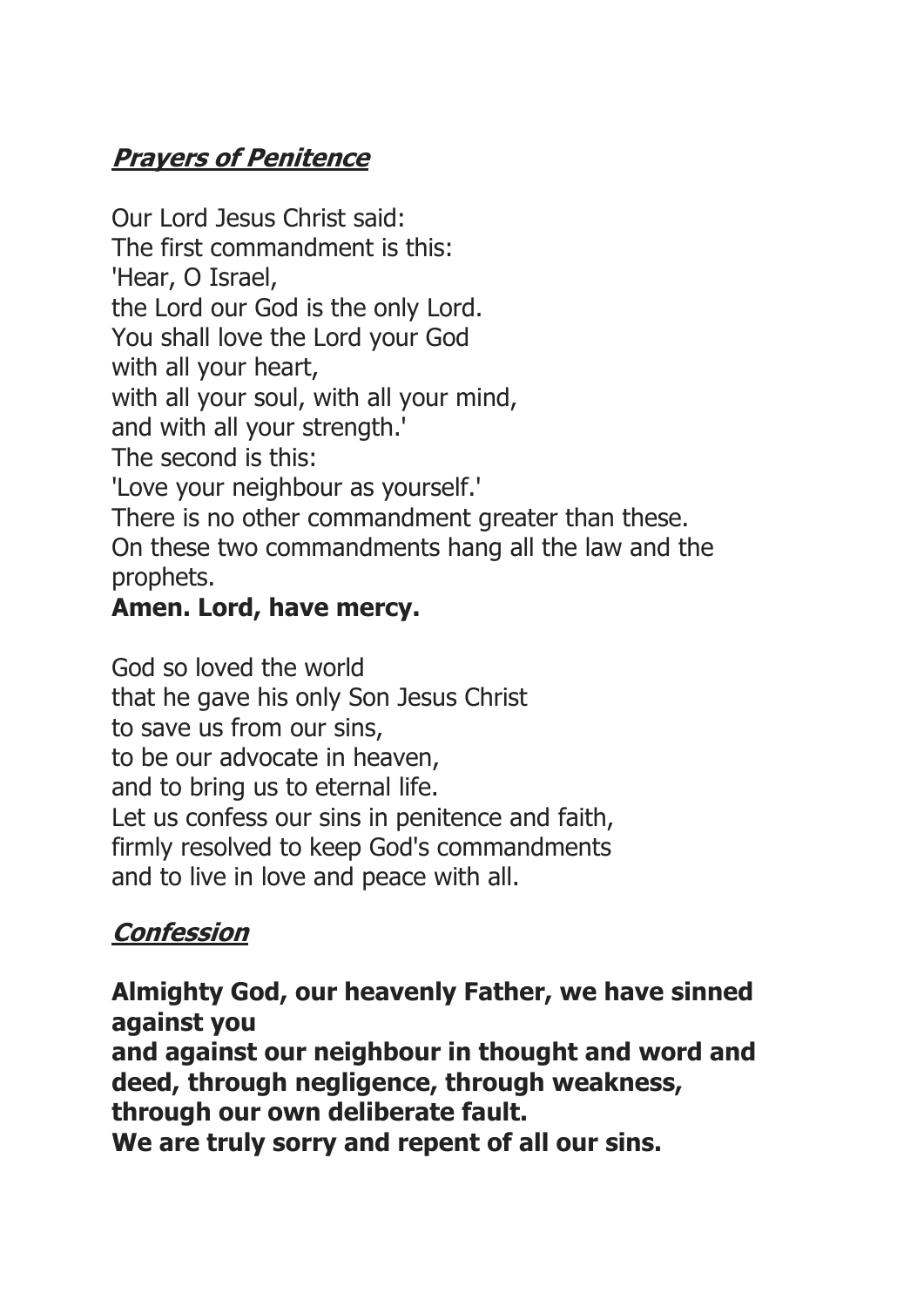## ***Prayers of Penitence***

Our Lord Jesus Christ said:
The first commandment is this:
'Hear, O Israel,
the Lord our God is the only Lord.
You shall love the Lord your God
with all your heart,
with all your soul, with all your mind,
and with all your strength.'
The second is this:
'Love your neighbour as yourself.'
There is no other commandment greater than these.
On these two commandments hang all the law and the prophets.
**Amen. Lord, have mercy.**

God so loved the world
that he gave his only Son Jesus Christ
to save us from our sins,
to be our advocate in heaven,
and to bring us to eternal life.
Let us confess our sins in penitence and faith,
firmly resolved to keep God's commandments
and to live in love and peace with all.

## ***Confession***

**Almighty God, our heavenly Father, we have sinned against you**
**and against our neighbour in thought and word and deed, through negligence, through weakness, through our own deliberate fault.**
**We are truly sorry and repent of all our sins.**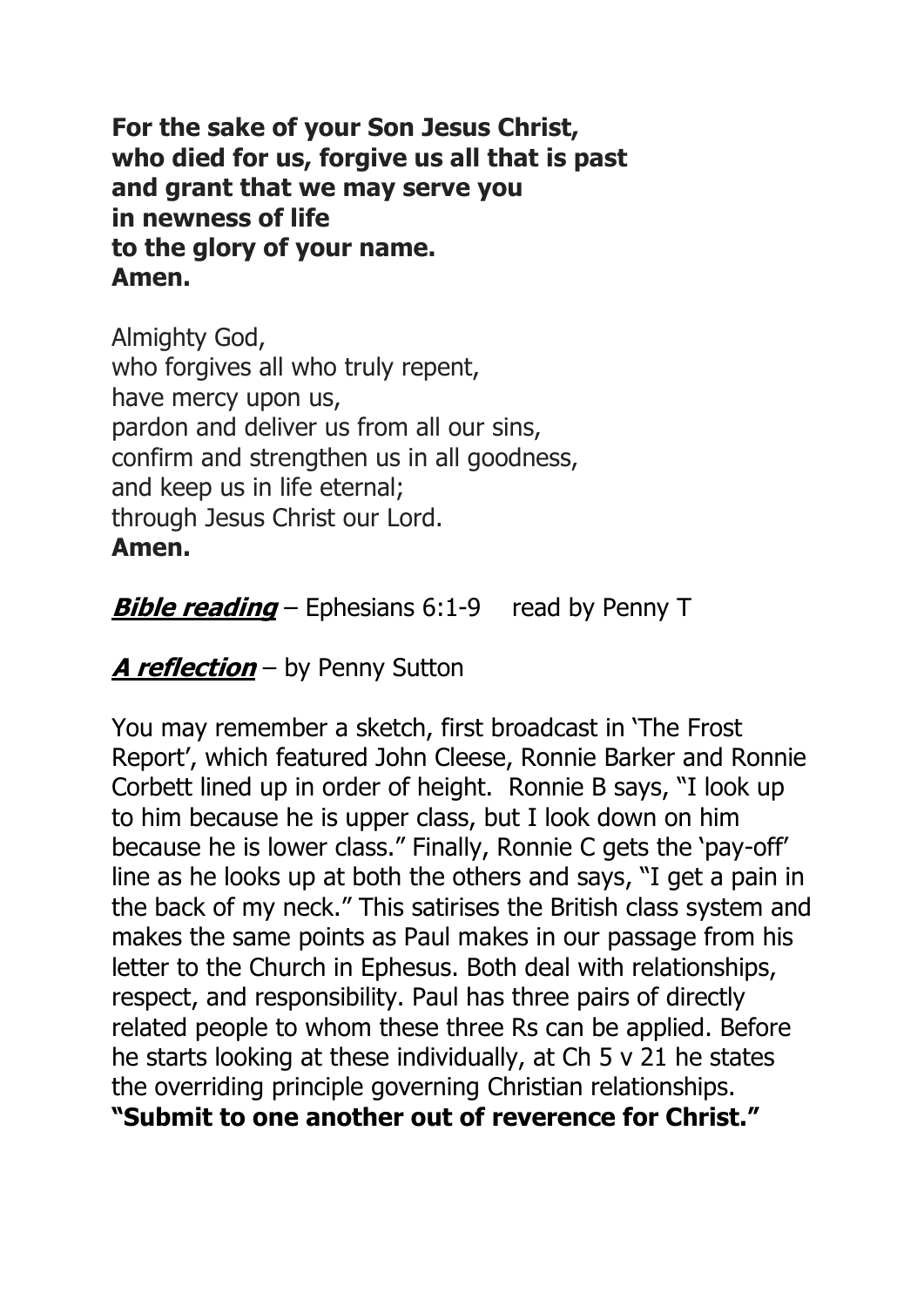**For the sake of your Son Jesus Christ,**
**who died for us, forgive us all that is past**
**and grant that we may serve you**
**in newness of life**
**to the glory of your name.**
**Amen.**

Almighty God,
who forgives all who truly repent,
have mercy upon us,
pardon and deliver us from all our sins,
confirm and strengthen us in all goodness,
and keep us in life eternal;
through Jesus Christ our Lord.
**Amen.**

***Bible reading*** – Ephesians 6:1-9    read by Penny T

***A reflection*** – by Penny Sutton

You may remember a sketch, first broadcast in 'The Frost Report', which featured John Cleese, Ronnie Barker and Ronnie Corbett lined up in order of height. Ronnie B says, "I look up to him because he is upper class, but I look down on him because he is lower class." Finally, Ronnie C gets the 'pay-off' line as he looks up at both the others and says, "I get a pain in the back of my neck." This satirises the British class system and makes the same points as Paul makes in our passage from his letter to the Church in Ephesus. Both deal with relationships, respect, and responsibility. Paul has three pairs of directly related people to whom these three Rs can be applied. Before he starts looking at these individually, at Ch 5 v 21 he states the overriding principle governing Christian relationships. **"Submit to one another out of reverence for Christ."**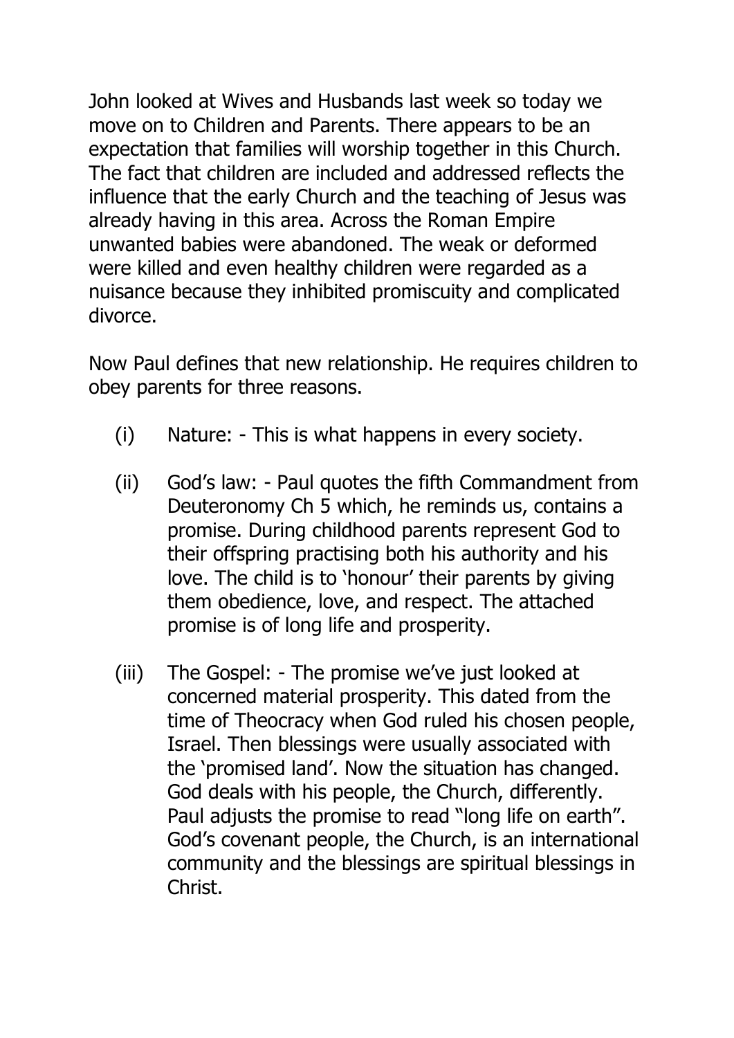John looked at Wives and Husbands last week so today we move on to Children and Parents. There appears to be an expectation that families will worship together in this Church. The fact that children are included and addressed reflects the influence that the early Church and the teaching of Jesus was already having in this area. Across the Roman Empire unwanted babies were abandoned. The weak or deformed were killed and even healthy children were regarded as a nuisance because they inhibited promiscuity and complicated divorce.

Now Paul defines that new relationship. He requires children to obey parents for three reasons.

(i) Nature: - This is what happens in every society.

(ii) God's law: - Paul quotes the fifth Commandment from Deuteronomy Ch 5 which, he reminds us, contains a promise. During childhood parents represent God to their offspring practising both his authority and his love. The child is to 'honour' their parents by giving them obedience, love, and respect. The attached promise is of long life and prosperity.

(iii) The Gospel: - The promise we've just looked at concerned material prosperity. This dated from the time of Theocracy when God ruled his chosen people, Israel. Then blessings were usually associated with the 'promised land'. Now the situation has changed. God deals with his people, the Church, differently. Paul adjusts the promise to read "long life on earth". God's covenant people, the Church, is an international community and the blessings are spiritual blessings in Christ.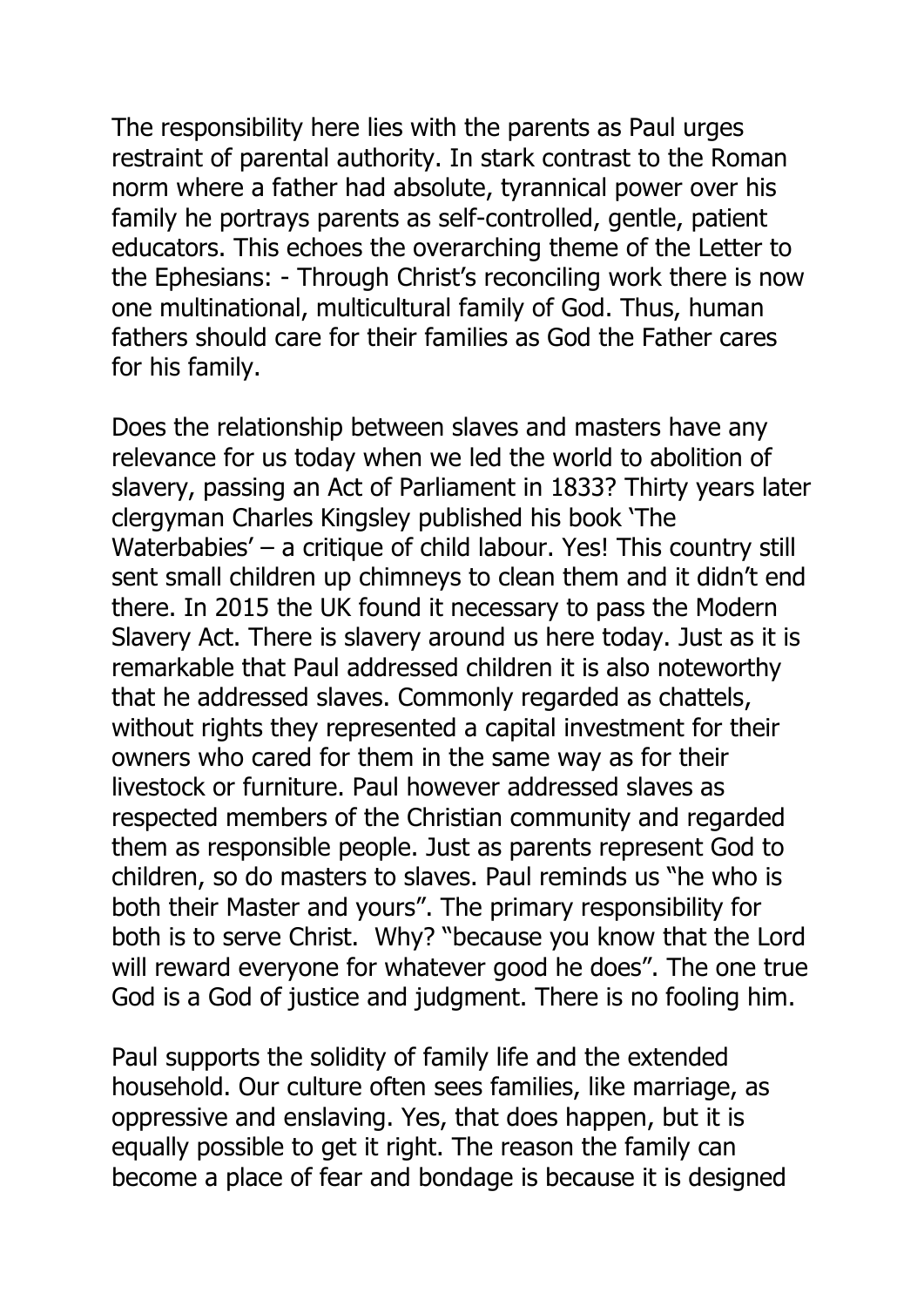The responsibility here lies with the parents as Paul urges restraint of parental authority. In stark contrast to the Roman norm where a father had absolute, tyrannical power over his family he portrays parents as self-controlled, gentle, patient educators. This echoes the overarching theme of the Letter to the Ephesians: - Through Christ's reconciling work there is now one multinational, multicultural family of God. Thus, human fathers should care for their families as God the Father cares for his family.

Does the relationship between slaves and masters have any relevance for us today when we led the world to abolition of slavery, passing an Act of Parliament in 1833? Thirty years later clergyman Charles Kingsley published his book 'The Waterbabies' – a critique of child labour. Yes! This country still sent small children up chimneys to clean them and it didn't end there. In 2015 the UK found it necessary to pass the Modern Slavery Act. There is slavery around us here today. Just as it is remarkable that Paul addressed children it is also noteworthy that he addressed slaves. Commonly regarded as chattels, without rights they represented a capital investment for their owners who cared for them in the same way as for their livestock or furniture. Paul however addressed slaves as respected members of the Christian community and regarded them as responsible people. Just as parents represent God to children, so do masters to slaves. Paul reminds us "he who is both their Master and yours". The primary responsibility for both is to serve Christ. Why? "because you know that the Lord will reward everyone for whatever good he does". The one true God is a God of justice and judgment. There is no fooling him.

Paul supports the solidity of family life and the extended household. Our culture often sees families, like marriage, as oppressive and enslaving. Yes, that does happen, but it is equally possible to get it right. The reason the family can become a place of fear and bondage is because it is designed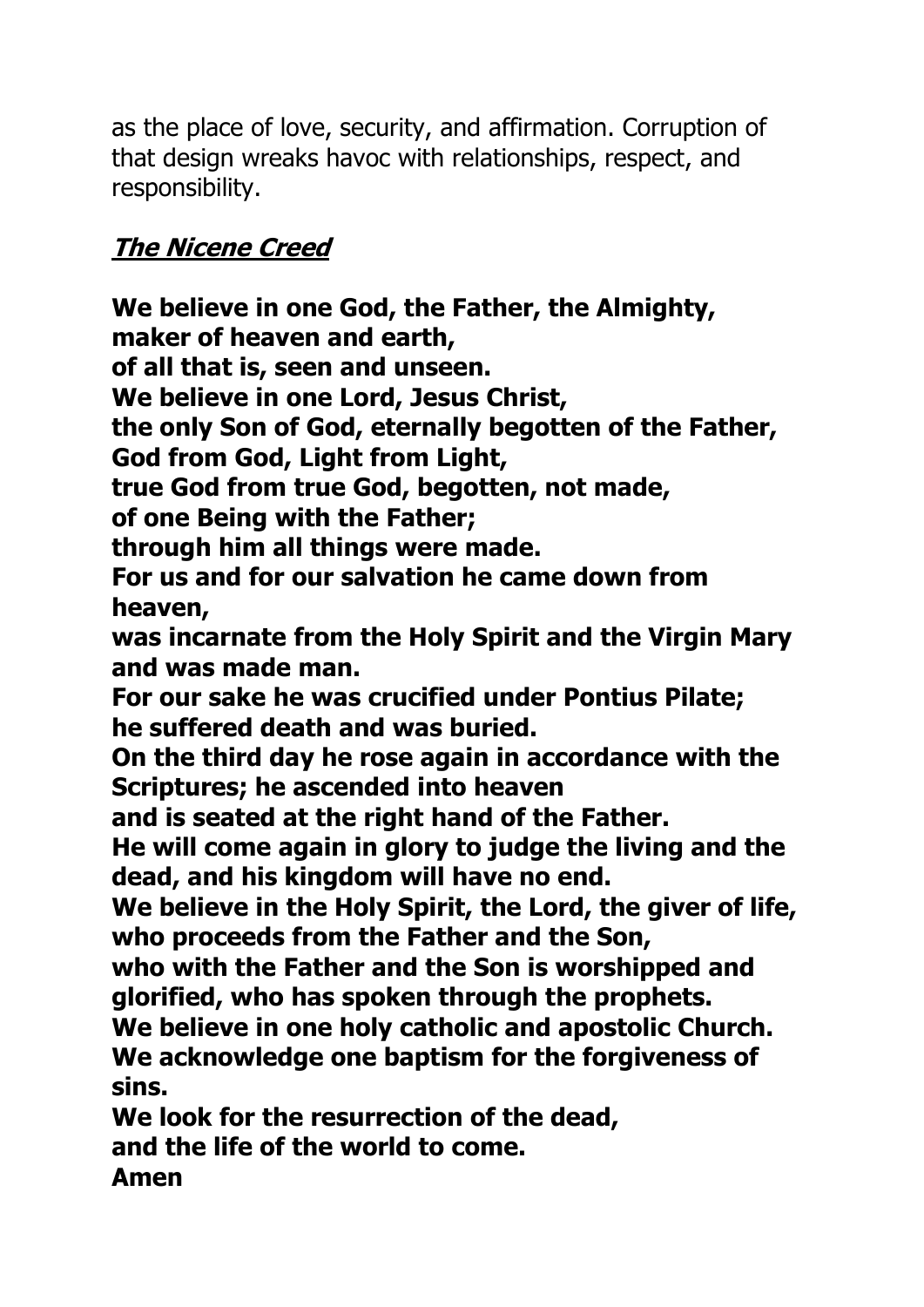as the place of love, security, and affirmation. Corruption of that design wreaks havoc with relationships, respect, and responsibility.

## ***The Nicene Creed***

**We believe in one God, the Father, the Almighty,**
**maker of heaven and earth,**
**of all that is, seen and unseen.**
**We believe in one Lord, Jesus Christ,**
**the only Son of God, eternally begotten of the Father,**
**God from God, Light from Light,**
**true God from true God, begotten, not made,**
**of one Being with the Father;**
**through him all things were made.**
**For us and for our salvation he came down from heaven,**
**was incarnate from the Holy Spirit and the Virgin Mary and was made man.**
**For our sake he was crucified under Pontius Pilate;**
**he suffered death and was buried.**
**On the third day he rose again in accordance with the Scriptures; he ascended into heaven**
**and is seated at the right hand of the Father.**
**He will come again in glory to judge the living and the dead, and his kingdom will have no end.**
**We believe in the Holy Spirit, the Lord, the giver of life,**
**who proceeds from the Father and the Son,**
**who with the Father and the Son is worshipped and glorified, who has spoken through the prophets.**
**We believe in one holy catholic and apostolic Church.**
**We acknowledge one baptism for the forgiveness of sins.**
**We look for the resurrection of the dead,**
**and the life of the world to come.**
**Amen**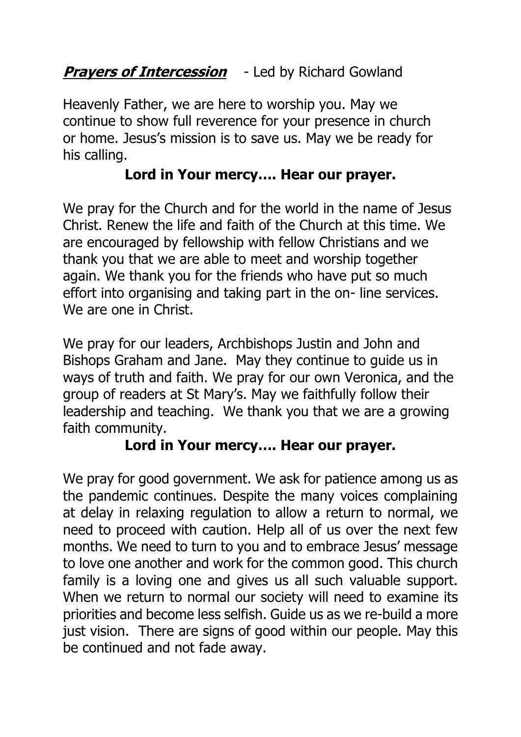***Prayers of Intercession*** - Led by Richard Gowland

Heavenly Father, we are here to worship you. May we continue to show full reverence for your presence in church or home. Jesus's mission is to save us. May we be ready for his calling.

**Lord in Your mercy…. Hear our prayer.**

We pray for the Church and for the world in the name of Jesus Christ. Renew the life and faith of the Church at this time. We are encouraged by fellowship with fellow Christians and we thank you that we are able to meet and worship together again. We thank you for the friends who have put so much effort into organising and taking part in the on- line services. We are one in Christ.

We pray for our leaders, Archbishops Justin and John and Bishops Graham and Jane. May they continue to guide us in ways of truth and faith. We pray for our own Veronica, and the group of readers at St Mary's. May we faithfully follow their leadership and teaching. We thank you that we are a growing faith community.

**Lord in Your mercy…. Hear our prayer.**

We pray for good government. We ask for patience among us as the pandemic continues. Despite the many voices complaining at delay in relaxing regulation to allow a return to normal, we need to proceed with caution. Help all of us over the next few months. We need to turn to you and to embrace Jesus' message to love one another and work for the common good. This church family is a loving one and gives us all such valuable support. When we return to normal our society will need to examine its priorities and become less selfish. Guide us as we re-build a more just vision. There are signs of good within our people. May this be continued and not fade away.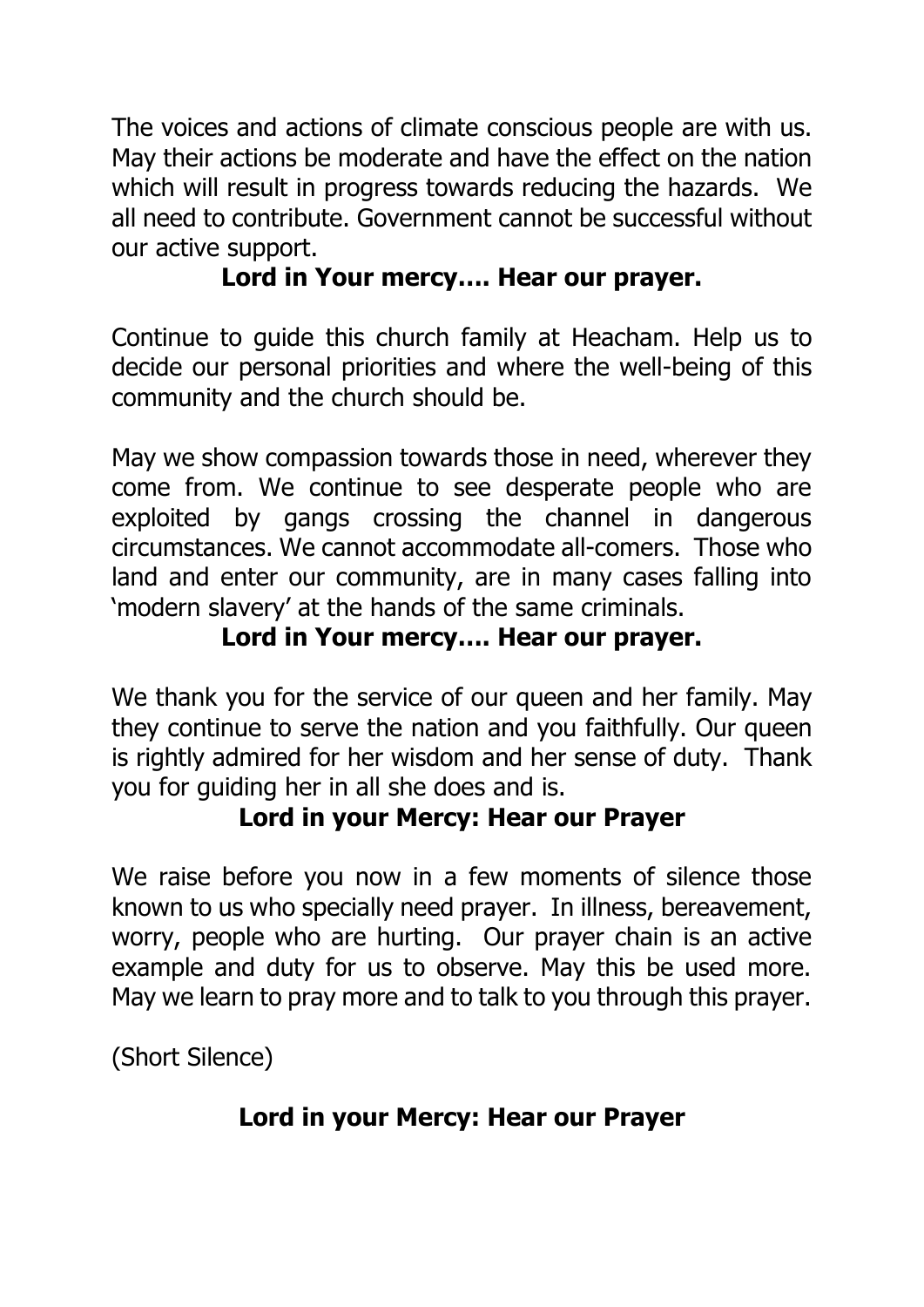The voices and actions of climate conscious people are with us. May their actions be moderate and have the effect on the nation which will result in progress towards reducing the hazards. We all need to contribute. Government cannot be successful without our active support.

**Lord in Your mercy…. Hear our prayer.**

Continue to guide this church family at Heacham. Help us to decide our personal priorities and where the well-being of this community and the church should be.

May we show compassion towards those in need, wherever they come from. We continue to see desperate people who are exploited by gangs crossing the channel in dangerous circumstances. We cannot accommodate all-comers. Those who land and enter our community, are in many cases falling into 'modern slavery' at the hands of the same criminals.

**Lord in Your mercy…. Hear our prayer.**

We thank you for the service of our queen and her family. May they continue to serve the nation and you faithfully. Our queen is rightly admired for her wisdom and her sense of duty. Thank you for guiding her in all she does and is.

**Lord in your Mercy: Hear our Prayer**

We raise before you now in a few moments of silence those known to us who specially need prayer. In illness, bereavement, worry, people who are hurting. Our prayer chain is an active example and duty for us to observe. May this be used more. May we learn to pray more and to talk to you through this prayer.

(Short Silence)

**Lord in your Mercy: Hear our Prayer**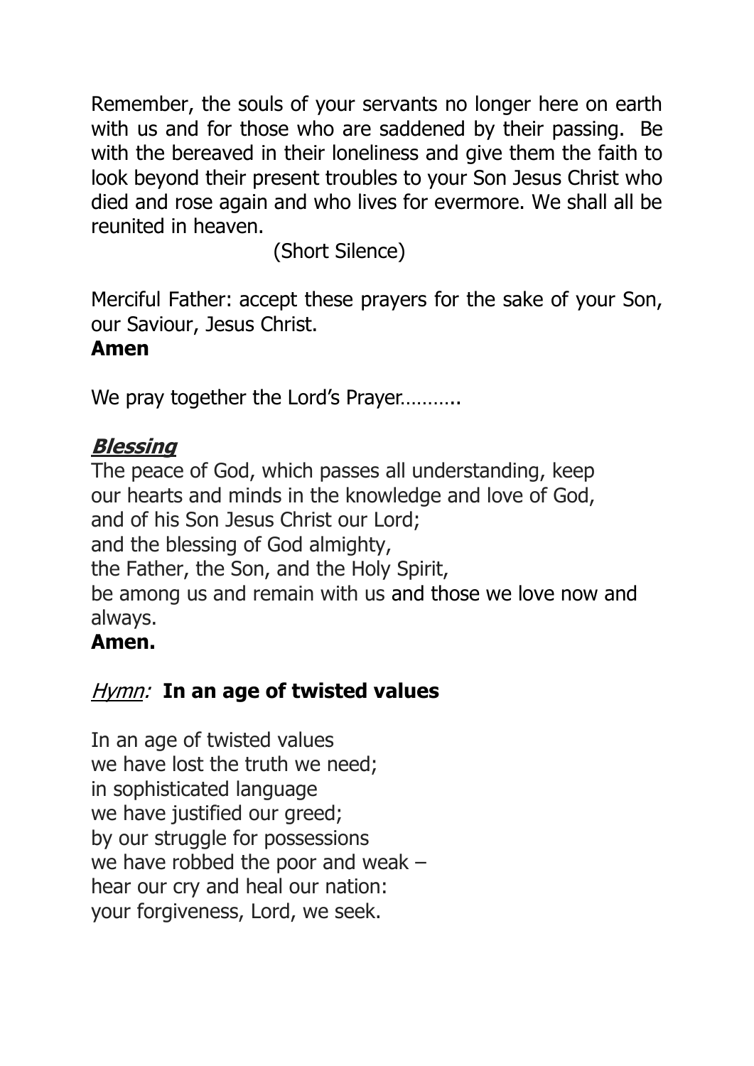Remember, the souls of your servants no longer here on earth with us and for those who are saddened by their passing. Be with the bereaved in their loneliness and give them the faith to look beyond their present troubles to your Son Jesus Christ who died and rose again and who lives for evermore. We shall all be reunited in heaven.

(Short Silence)

Merciful Father: accept these prayers for the sake of your Son, our Saviour, Jesus Christ.
**Amen**

We pray together the Lord's Prayer………..

## ***Blessing***

The peace of God, which passes all understanding, keep
our hearts and minds in the knowledge and love of God,
and of his Son Jesus Christ our Lord;
and the blessing of God almighty,
the Father, the Son, and the Holy Spirit,
be among us and remain with us and those we love now and always.
**Amen.**

## *Hymn:* **In an age of twisted values**

In an age of twisted values
we have lost the truth we need;
in sophisticated language
we have justified our greed;
by our struggle for possessions
we have robbed the poor and weak –
hear our cry and heal our nation:
your forgiveness, Lord, we seek.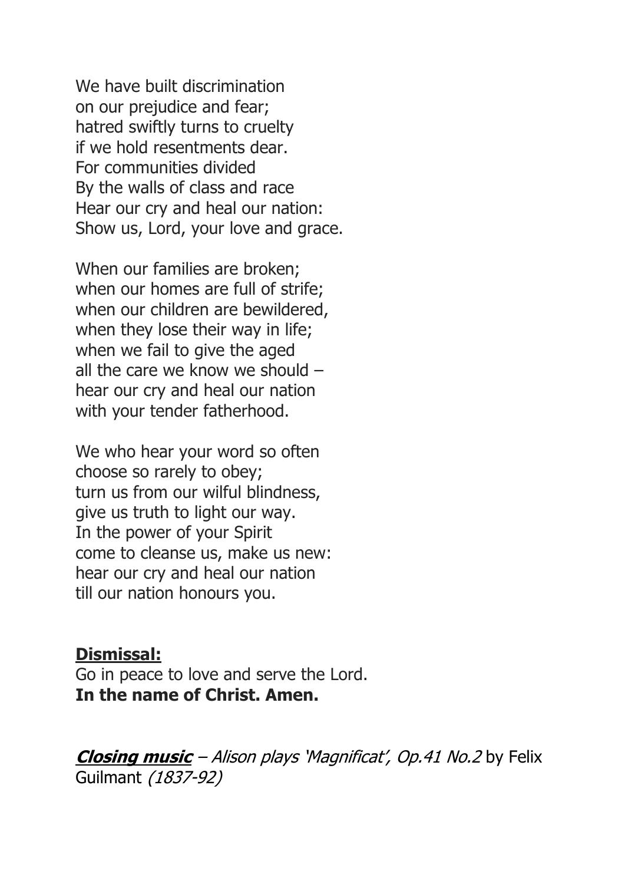We have built discrimination
on our prejudice and fear;
hatred swiftly turns to cruelty
if we hold resentments dear.
For communities divided
By the walls of class and race
Hear our cry and heal our nation:
Show us, Lord, your love and grace.

When our families are broken;
when our homes are full of strife;
when our children are bewildered,
when they lose their way in life;
when we fail to give the aged
all the care we know we should –
hear our cry and heal our nation
with your tender fatherhood.

We who hear your word so often
choose so rarely to obey;
turn us from our wilful blindness,
give us truth to light our way.
In the power of your Spirit
come to cleanse us, make us new:
hear our cry and heal our nation
till our nation honours you.

**Dismissal:**

Go in peace to love and serve the Lord.
**In the name of Christ. Amen.**

***Closing music*** – *Alison plays 'Magnificat', Op.41 No.2* by Felix Guilmant *(1837-92)*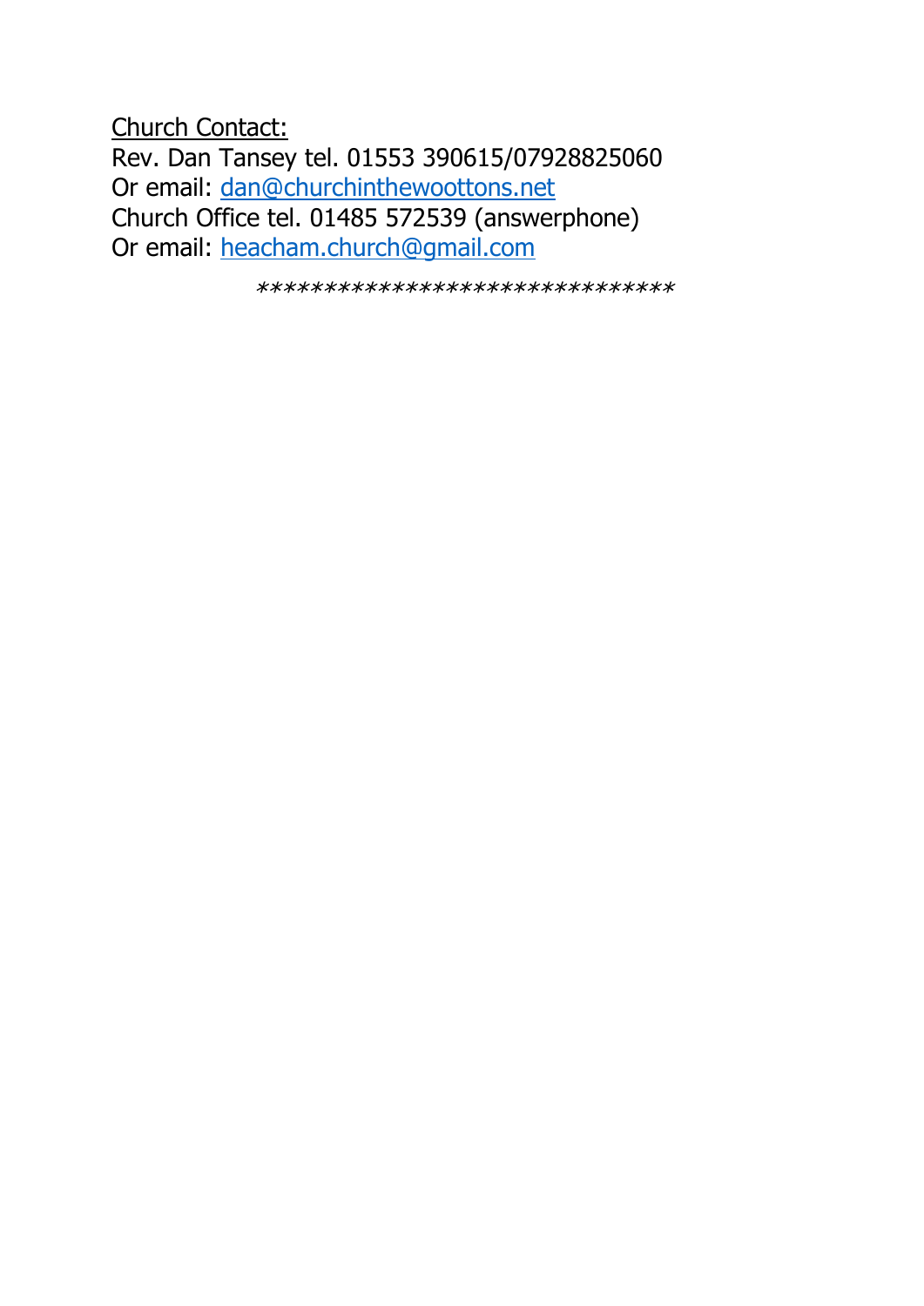Church Contact:
Rev. Dan Tansey tel. 01553 390615/07928825060
Or email: dan@churchinthewoottons.net
Church Office tel. 01485 572539 (answerphone)
Or email: heacham.church@gmail.com

*******************************